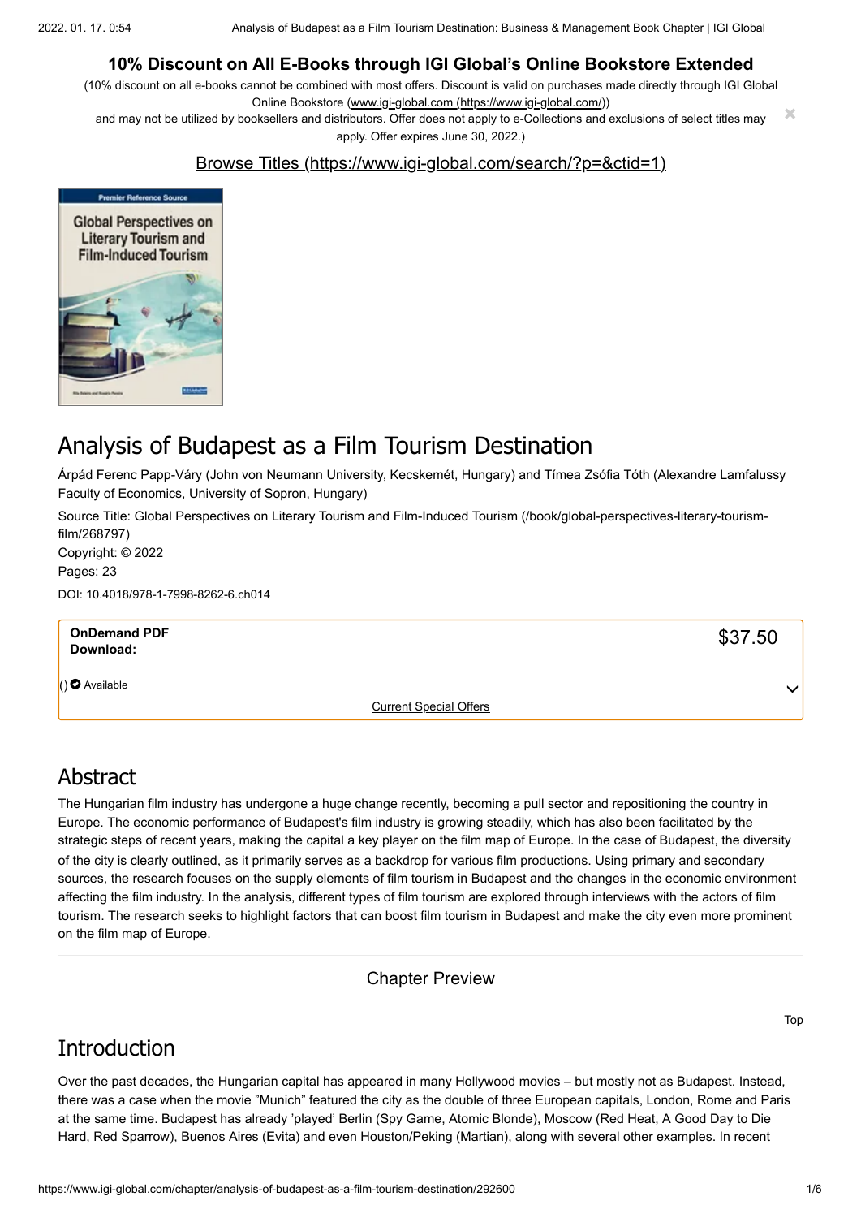**10% Discount on All E-Books through IGI Global's Online Bookstore Extended**

(10% discount on all e-books cannot be combined with most offers. Discount is valid on purchases made directly through IGI Global Online Bookstore (www.igi-global.com (https://www.igi-global.com/)) and may not be utilized by booksellers and distributors. Offer does not apply to e-Collections and exclusions of select titles may apply. Offer expires June 30, 2022.)

Browse Titles (https://www.igi-global.com/search/?p=&ctid=1)

# Analysis of Budapest as a Film Tourism Destination

Árpád Ferenc Papp-Váry (John von Neumann University, Kecskemét, Hungary) and Tímea Zsófia Tóth (Alexandre Lamfalussy Faculty of Economics, University of Sopron, Hungary)

Source Title: Global Perspectives on Literary Tourism and Film-Induced Tourism (/book/global-perspectives-literary-tourism-film/268797)

Copyright: © 2022

Pages: 23

DOI: 10.4018/978-1-7998-8262-6.ch014

**OnDemand PDF Download:** $37.50

() Available

Current Special Offers

## Abstract

The Hungarian film industry has undergone a huge change recently, becoming a pull sector and repositioning the country in Europe. The economic performance of Budapest's film industry is growing steadily, which has also been facilitated by the strategic steps of recent years, making the capital a key player on the film map of Europe. In the case of Budapest, the diversity of the city is clearly outlined, as it primarily serves as a backdrop for various film productions. Using primary and secondary sources, the research focuses on the supply elements of film tourism in Budapest and the changes in the economic environment affecting the film industry. In the analysis, different types of film tourism are explored through interviews with the actors of film tourism. The research seeks to highlight factors that can boost film tourism in Budapest and make the city even more prominent on the film map of Europe.

Chapter Preview

Top

## Introduction

Over the past decades, the Hungarian capital has appeared in many Hollywood movies – but mostly not as Budapest. Instead, there was a case when the movie "Munich" featured the city as the double of three European capitals, London, Rome and Paris at the same time. Budapest has already 'played' Berlin (Spy Game, Atomic Blonde), Moscow (Red Heat, A Good Day to Die Hard, Red Sparrow), Buenos Aires (Evita) and even Houston/Peking (Martian), along with several other examples. In recent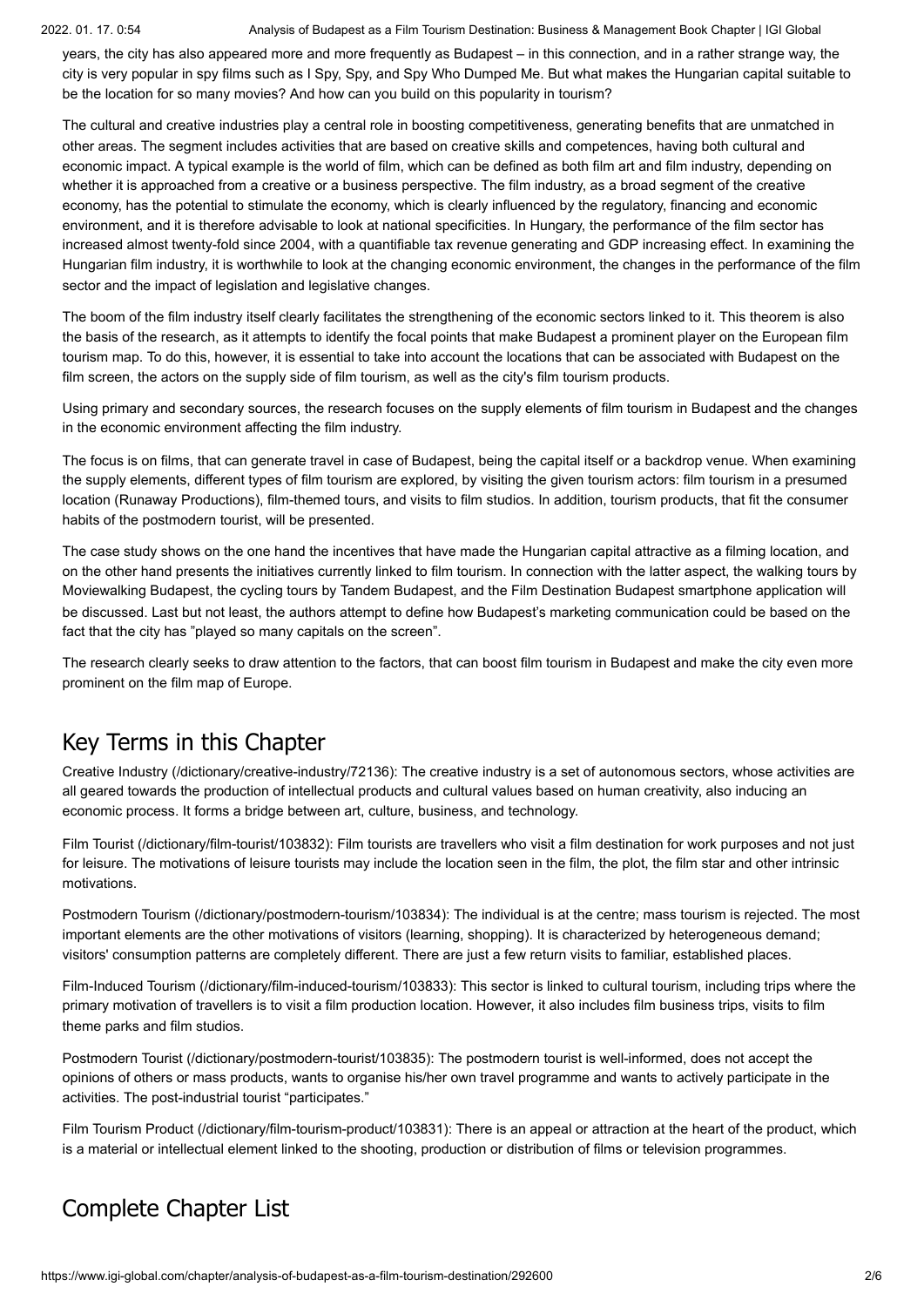years, the city has also appeared more and more frequently as Budapest – in this connection, and in a rather strange way, the city is very popular in spy films such as I Spy, Spy, and Spy Who Dumped Me. But what makes the Hungarian capital suitable to be the location for so many movies? And how can you build on this popularity in tourism?

The cultural and creative industries play a central role in boosting competitiveness, generating benefits that are unmatched in other areas. The segment includes activities that are based on creative skills and competences, having both cultural and economic impact. A typical example is the world of film, which can be defined as both film art and film industry, depending on whether it is approached from a creative or a business perspective. The film industry, as a broad segment of the creative economy, has the potential to stimulate the economy, which is clearly influenced by the regulatory, financing and economic environment, and it is therefore advisable to look at national specificities. In Hungary, the performance of the film sector has increased almost twenty-fold since 2004, with a quantifiable tax revenue generating and GDP increasing effect. In examining the Hungarian film industry, it is worthwhile to look at the changing economic environment, the changes in the performance of the film sector and the impact of legislation and legislative changes.

The boom of the film industry itself clearly facilitates the strengthening of the economic sectors linked to it. This theorem is also the basis of the research, as it attempts to identify the focal points that make Budapest a prominent player on the European film tourism map. To do this, however, it is essential to take into account the locations that can be associated with Budapest on the film screen, the actors on the supply side of film tourism, as well as the city's film tourism products.

Using primary and secondary sources, the research focuses on the supply elements of film tourism in Budapest and the changes in the economic environment affecting the film industry.

The focus is on films, that can generate travel in case of Budapest, being the capital itself or a backdrop venue. When examining the supply elements, different types of film tourism are explored, by visiting the given tourism actors: film tourism in a presumed location (Runaway Productions), film-themed tours, and visits to film studios. In addition, tourism products, that fit the consumer habits of the postmodern tourist, will be presented.

The case study shows on the one hand the incentives that have made the Hungarian capital attractive as a filming location, and on the other hand presents the initiatives currently linked to film tourism. In connection with the latter aspect, the walking tours by Moviewalking Budapest, the cycling tours by Tandem Budapest, and the Film Destination Budapest smartphone application will be discussed. Last but not least, the authors attempt to define how Budapest's marketing communication could be based on the fact that the city has "played so many capitals on the screen".

The research clearly seeks to draw attention to the factors, that can boost film tourism in Budapest and make the city even more prominent on the film map of Europe.

## Key Terms in this Chapter

Creative Industry (/dictionary/creative-industry/72136): The creative industry is a set of autonomous sectors, whose activities are all geared towards the production of intellectual products and cultural values based on human creativity, also inducing an economic process. It forms a bridge between art, culture, business, and technology.

Film Tourist (/dictionary/film-tourist/103832): Film tourists are travellers who visit a film destination for work purposes and not just for leisure. The motivations of leisure tourists may include the location seen in the film, the plot, the film star and other intrinsic motivations.

Postmodern Tourism (/dictionary/postmodern-tourism/103834): The individual is at the centre; mass tourism is rejected. The most important elements are the other motivations of visitors (learning, shopping). It is characterized by heterogeneous demand; visitors' consumption patterns are completely different. There are just a few return visits to familiar, established places.

Film-Induced Tourism (/dictionary/film-induced-tourism/103833): This sector is linked to cultural tourism, including trips where the primary motivation of travellers is to visit a film production location. However, it also includes film business trips, visits to film theme parks and film studios.

Postmodern Tourist (/dictionary/postmodern-tourist/103835): The postmodern tourist is well-informed, does not accept the opinions of others or mass products, wants to organise his/her own travel programme and wants to actively participate in the activities. The post-industrial tourist "participates."

Film Tourism Product (/dictionary/film-tourism-product/103831): There is an appeal or attraction at the heart of the product, which is a material or intellectual element linked to the shooting, production or distribution of films or television programmes.

## Complete Chapter List